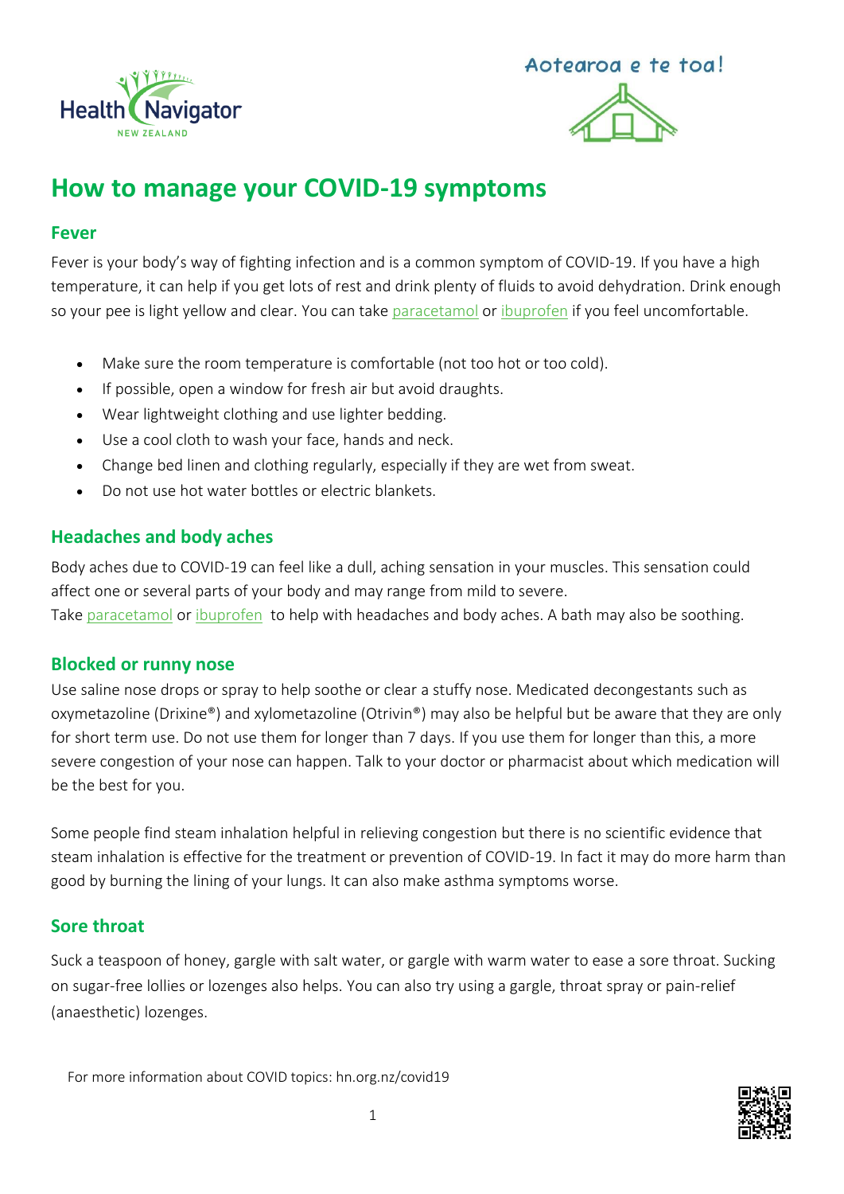Health Navigator NEW ZEALAND

Aotearoa e te toa!

# How to manage your COVID-19 symptoms

## Fever

Fever is your body's way of fighting infection and is a common symptom of COVID-19. If you have a high temperature, it can help if you get lots of rest and drink plenty of fluids to avoid dehydration. Drink enough so your pee is light yellow and clear. You can take paracetamol or ibuprofen if you feel uncomfortable.

- Make sure the room temperature is comfortable (not too hot or too cold).
- If possible, open a window for fresh air but avoid draughts.
- Wear lightweight clothing and use lighter bedding.
- Use a cool cloth to wash your face, hands and neck.
- Change bed linen and clothing regularly, especially if they are wet from sweat.
- Do not use hot water bottles or electric blankets.

## Headaches and body aches

Body aches due to COVID-19 can feel like a dull, aching sensation in your muscles. This sensation could affect one or several parts of your body and may range from mild to severe.
Take paracetamol or ibuprofen to help with headaches and body aches. A bath may also be soothing.

## Blocked or runny nose

Use saline nose drops or spray to help soothe or clear a stuffy nose. Medicated decongestants such as oxymetazoline (Drixine®) and xylometazoline (Otrivin®) may also be helpful but be aware that they are only for short term use. Do not use them for longer than 7 days. If you use them for longer than this, a more severe congestion of your nose can happen. Talk to your doctor or pharmacist about which medication will be the best for you.

Some people find steam inhalation helpful in relieving congestion but there is no scientific evidence that steam inhalation is effective for the treatment or prevention of COVID-19. In fact it may do more harm than good by burning the lining of your lungs. It can also make asthma symptoms worse.

## Sore throat

Suck a teaspoon of honey, gargle with salt water, or gargle with warm water to ease a sore throat. Sucking on sugar-free lollies or lozenges also helps. You can also try using a gargle, throat spray or pain-relief (anaesthetic) lozenges.

For more information about COVID topics: hn.org.nz/covid19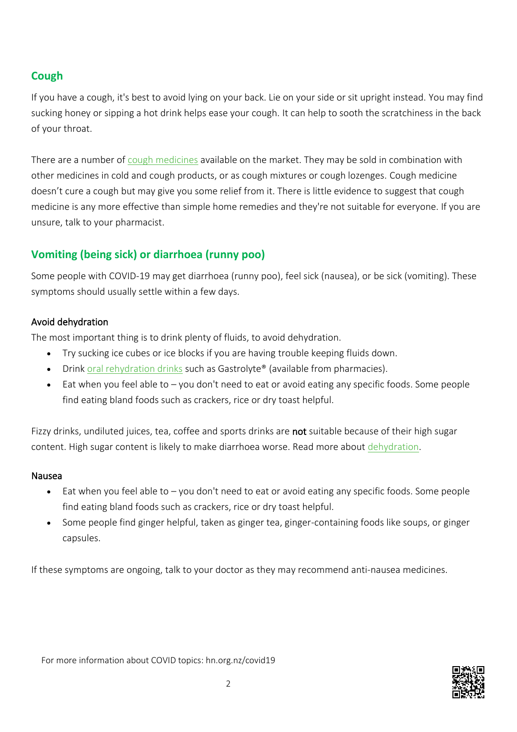## Cough

If you have a cough, it's best to avoid lying on your back. Lie on your side or sit upright instead. You may find sucking honey or sipping a hot drink helps ease your cough. It can help to sooth the scratchiness in the back of your throat.

There are a number of cough medicines available on the market. They may be sold in combination with other medicines in cold and cough products, or as cough mixtures or cough lozenges. Cough medicine doesn't cure a cough but may give you some relief from it. There is little evidence to suggest that cough medicine is any more effective than simple home remedies and they're not suitable for everyone. If you are unsure, talk to your pharmacist.

## Vomiting (being sick) or diarrhoea (runny poo)

Some people with COVID-19 may get diarrhoea (runny poo), feel sick (nausea), or be sick (vomiting). These symptoms should usually settle within a few days.

### Avoid dehydration

The most important thing is to drink plenty of fluids, to avoid dehydration.

- Try sucking ice cubes or ice blocks if you are having trouble keeping fluids down.
- Drink oral rehydration drinks such as Gastrolyte® (available from pharmacies).
- Eat when you feel able to – you don't need to eat or avoid eating any specific foods. Some people find eating bland foods such as crackers, rice or dry toast helpful.

Fizzy drinks, undiluted juices, tea, coffee and sports drinks are **not** suitable because of their high sugar content. High sugar content is likely to make diarrhoea worse. Read more about dehydration.

### Nausea

- Eat when you feel able to – you don't need to eat or avoid eating any specific foods. Some people find eating bland foods such as crackers, rice or dry toast helpful.
- Some people find ginger helpful, taken as ginger tea, ginger-containing foods like soups, or ginger capsules.

If these symptoms are ongoing, talk to your doctor as they may recommend anti-nausea medicines.

For more information about COVID topics: hn.org.nz/covid19